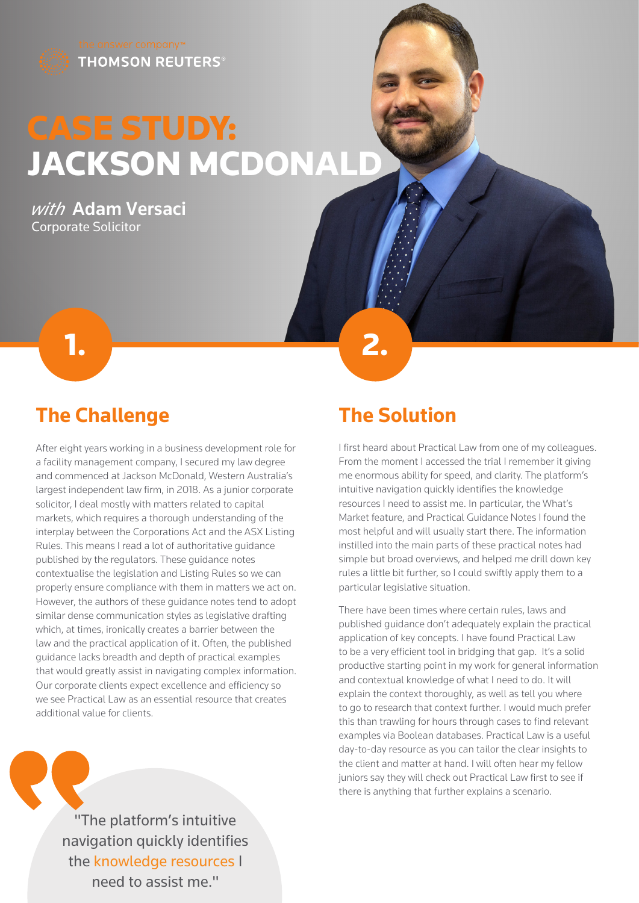the answer company™
THOMSON REUTERS®

# CASE STUDY: JACKSON MCDONALD

*with* **Adam Versaci**
Corporate Solicitor

## 1. The Challenge

After eight years working in a business development role for a facility management company, I secured my law degree and commenced at Jackson McDonald, Western Australia's largest independent law firm, in 2018. As a junior corporate solicitor, I deal mostly with matters related to capital markets, which requires a thorough understanding of the interplay between the Corporations Act and the ASX Listing Rules. This means I read a lot of authoritative guidance published by the regulators. These guidance notes contextualise the legislation and Listing Rules so we can properly ensure compliance with them in matters we act on. However, the authors of these guidance notes tend to adopt similar dense communication styles as legislative drafting which, at times, ironically creates a barrier between the law and the practical application of it. Often, the published guidance lacks breadth and depth of practical examples that would greatly assist in navigating complex information. Our corporate clients expect excellence and efficiency so we see Practical Law as an essential resource that creates additional value for clients.

> "The platform's intuitive navigation quickly identifies the knowledge resources I need to assist me."

## 2. The Solution

I first heard about Practical Law from one of my colleagues. From the moment I accessed the trial I remember it giving me enormous ability for speed, and clarity. The platform's intuitive navigation quickly identifies the knowledge resources I need to assist me. In particular, the What's Market feature, and Practical Guidance Notes I found the most helpful and will usually start there. The information instilled into the main parts of these practical notes had simple but broad overviews, and helped me drill down key rules a little bit further, so I could swiftly apply them to a particular legislative situation.

There have been times where certain rules, laws and published guidance don't adequately explain the practical application of key concepts. I have found Practical Law to be a very efficient tool in bridging that gap. It's a solid productive starting point in my work for general information and contextual knowledge of what I need to do. It will explain the context thoroughly, as well as tell you where to go to research that context further. I would much prefer this than trawling for hours through cases to find relevant examples via Boolean databases. Practical Law is a useful day-to-day resource as you can tailor the clear insights to the client and matter at hand. I will often hear my fellow juniors say they will check out Practical Law first to see if there is anything that further explains a scenario.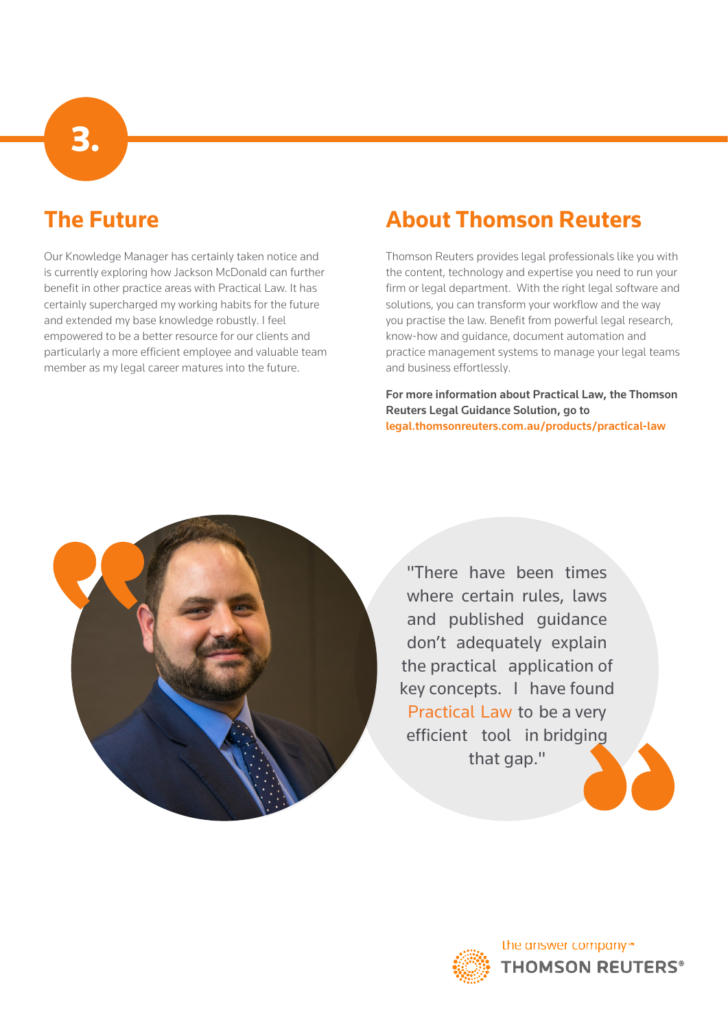## 3.

## The Future

Our Knowledge Manager has certainly taken notice and is currently exploring how Jackson McDonald can further benefit in other practice areas with Practical Law. It has certainly supercharged my working habits for the future and extended my base knowledge robustly. I feel empowered to be a better resource for our clients and particularly a more efficient employee and valuable team member as my legal career matures into the future.

## About Thomson Reuters

Thomson Reuters provides legal professionals like you with the content, technology and expertise you need to run your firm or legal department. With the right legal software and solutions, you can transform your workflow and the way you practise the law. Benefit from powerful legal research, know-how and guidance, document automation and practice management systems to manage your legal teams and business effortlessly.

**For more information about Practical Law, the Thomson Reuters Legal Guidance Solution, go to legal.thomsonreuters.com.au/products/practical-law**

"There have been times where certain rules, laws and published guidance don't adequately explain the practical application of key concepts. I have found Practical Law to be a very efficient tool in bridging that gap."

the answer company™
THOMSON REUTERS®